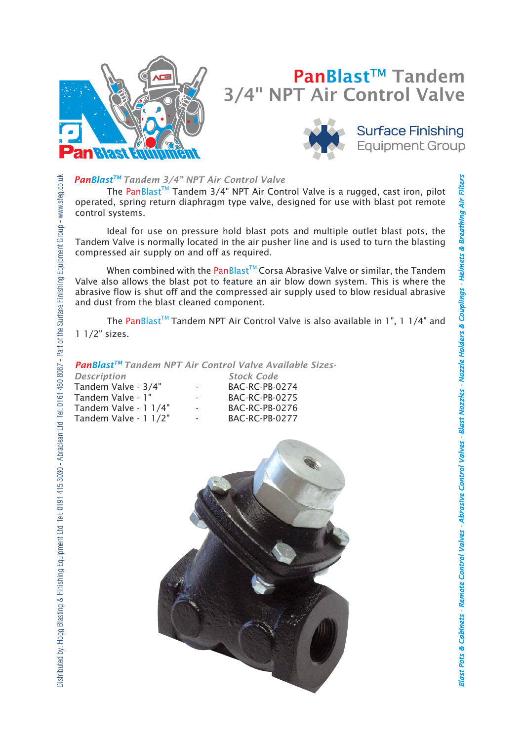# PanBlast™ Tandem 3/4" NPT Air Control Valve

Surface Finishing Equipment Group

***PanBlast™ Tandem 3/4" NPT Air Control Valve***

The PanBlast™ Tandem 3/4" NPT Air Control Valve is a rugged, cast iron, pilot operated, spring return diaphragm type valve, designed for use with blast pot remote control systems.

Ideal for use on pressure hold blast pots and multiple outlet blast pots, the Tandem Valve is normally located in the air pusher line and is used to turn the blasting compressed air supply on and off as required.

When combined with the PanBlast™ Corsa Abrasive Valve or similar, the Tandem Valve also allows the blast pot to feature an air blow down system. This is where the abrasive flow is shut off and the compressed air supply used to blow residual abrasive and dust from the blast cleaned component.

The PanBlast™ Tandem NPT Air Control Valve is also available in 1", 1 1/4" and 1 1/2" sizes.

***PanBlast™ Tandem NPT Air Control Valve Available Sizes-***

| *Description* | | *Stock Code* |
|---|---|---|
| Tandem Valve - 3/4" | - | BAC-RC-PB-0274 |
| Tandem Valve - 1" | - | BAC-RC-PB-0275 |
| Tandem Valve - 1 1/4" | - | BAC-RC-PB-0276 |
| Tandem Valve - 1 1/2" | - | BAC-RC-PB-0277 |

Distributed by: Hogg Blasting & Finishing Equipment Ltd Tel: 0191 415 3030 - Abraclean Ltd Tel: 0161 480 8087 - Part of the Surface Finishing Equipment Group - www.sfeg.co.uk

*Blast Pots & Cabinets - Remote Control Valves - Abrasive Control Valves - Blast Nozzles - Nozzle Holders & Couplings - Helmets & Breathing Air Filters*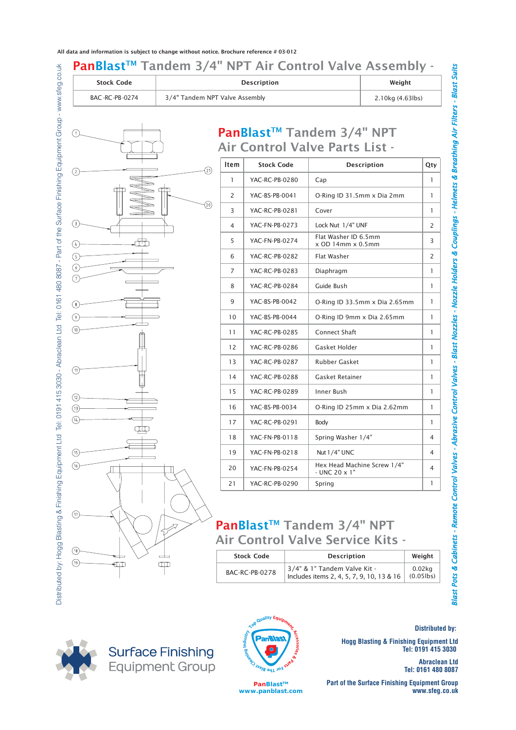All data and information is subject to change without notice. Brochure reference # 03-012

# PanBlast™ Tandem 3/4" NPT Air Control Valve Assembly -

| Stock Code | Description | Weight |
|---|---|---|
| BAC-RC-PB-0274 | 3/4" Tandem NPT Valve Assembly | 2.10kg (4.63lbs) |

## PanBlast™ Tandem 3/4" NPT Air Control Valve Parts List -

| Item | Stock Code | Description | Qty |
|---|---|---|---|
| 1 | YAC-RC-PB-0280 | Cap | 1 |
| 2 | YAC-BS-PB-0041 | O-Ring ID 31.5mm x Dia 2mm | 1 |
| 3 | YAC-RC-PB-0281 | Cover | 1 |
| 4 | YAC-FN-PB-0273 | Lock Nut 1/4" UNF | 2 |
| 5 | YAC-FN-PB-0274 | Flat Washer ID 6.5mm x OD 14mm x 0.5mm | 3 |
| 6 | YAC-RC-PB-0282 | Flat Washer | 2 |
| 7 | YAC-RC-PB-0283 | Diaphragm | 1 |
| 8 | YAC-RC-PB-0284 | Guide Bush | 1 |
| 9 | YAC-BS-PB-0042 | O-Ring ID 33.5mm x Dia 2.65mm | 1 |
| 10 | YAC-BS-PB-0044 | O-Ring ID 9mm x Dia 2.65mm | 1 |
| 11 | YAC-RC-PB-0285 | Connect Shaft | 1 |
| 12 | YAC-RC-PB-0286 | Gasket Holder | 1 |
| 13 | YAC-RC-PB-0287 | Rubber Gasket | 1 |
| 14 | YAC-RC-PB-0288 | Gasket Retainer | 1 |
| 15 | YAC-RC-PB-0289 | Inner Bush | 1 |
| 16 | YAC-BS-PB-0034 | O-Ring ID 25mm x Dia 2.62mm | 1 |
| 17 | YAC-RC-PB-0291 | Body | 1 |
| 18 | YAC-FN-PB-0118 | Spring Washer 1/4" | 4 |
| 19 | YAC-FN-PB-0218 | Nut 1/4" UNC | 4 |
| 20 | YAC-FN-PB-0254 | Hex Head Machine Screw 1/4" - UNC 20 x 1" | 4 |
| 21 | YAC-RC-PB-0290 | Spring | 1 |

## PanBlast™ Tandem 3/4" NPT Air Control Valve Service Kits -

| Stock Code | Description | Weight |
|---|---|---|
| BAC-RC-PB-0278 | 3/4" & 1" Tandem Valve Kit - Includes items 2, 4, 5, 7, 9, 10, 13 & 16 | 0.02kg (0.05lbs) |

Distributed by: Hogg Blasting & Finishing Equipment Ltd Tel: 0191 415 3030 - Abraclean Ltd Tel: 0161 480 8087 - Part of the Surface Finishing Equipment Group - www.sfeg.co.uk

Blast Pots & Cabinets - Remote Control Valves - Abrasive Control Valves - Blast Nozzles - Nozzle Holders & Couplings - Helmets & Breathing Air Filters - Blast Suits

Surface Finishing Equipment Group

PanBlast™
www.panblast.com

**Distributed by:**

**Hogg Blasting & Finishing Equipment Ltd**
**Tel: 0191 415 3030**

**Abraclean Ltd**
**Tel: 0161 480 8087**

**Part of the Surface Finishing Equipment Group**
**www.sfeg.co.uk**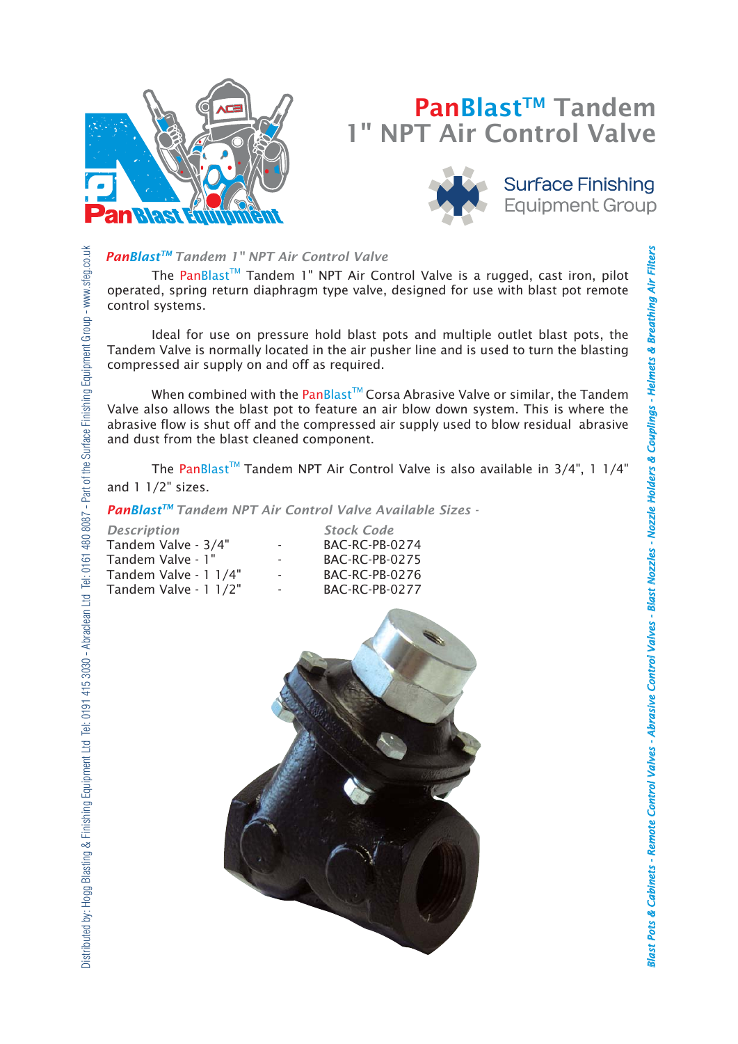# PanBlast™ Tandem 1" NPT Air Control Valve

Surface Finishing Equipment Group

### *PanBlast™ Tandem 1" NPT Air Control Valve*

The PanBlast™ Tandem 1" NPT Air Control Valve is a rugged, cast iron, pilot operated, spring return diaphragm type valve, designed for use with blast pot remote control systems.

Ideal for use on pressure hold blast pots and multiple outlet blast pots, the Tandem Valve is normally located in the air pusher line and is used to turn the blasting compressed air supply on and off as required.

When combined with the PanBlast™ Corsa Abrasive Valve or similar, the Tandem Valve also allows the blast pot to feature an air blow down system. This is where the abrasive flow is shut off and the compressed air supply used to blow residual abrasive and dust from the blast cleaned component.

The PanBlast™ Tandem NPT Air Control Valve is also available in 3/4", 1 1/4" and 1 1/2" sizes.

### *PanBlast™ Tandem NPT Air Control Valve Available Sizes -*

| *Description* | | *Stock Code* |
|---|---|---|
| Tandem Valve - 3/4" | - | BAC-RC-PB-0274 |
| Tandem Valve - 1" | - | BAC-RC-PB-0275 |
| Tandem Valve - 1 1/4" | - | BAC-RC-PB-0276 |
| Tandem Valve - 1 1/2" | - | BAC-RC-PB-0277 |

Distributed by: Hogg Blasting & Finishing Equipment Ltd Tel: 0191 415 3030 - Abraclean Ltd Tel: 0161 480 8087 - Part of the Surface Finishing Equipment Group - www.sfeg.co.uk

*Blast Pots & Cabinets - Remote Control Valves - Abrasive Control Valves - Blast Nozzles - Nozzle Holders & Couplings - Helmets & Breathing Air Filters*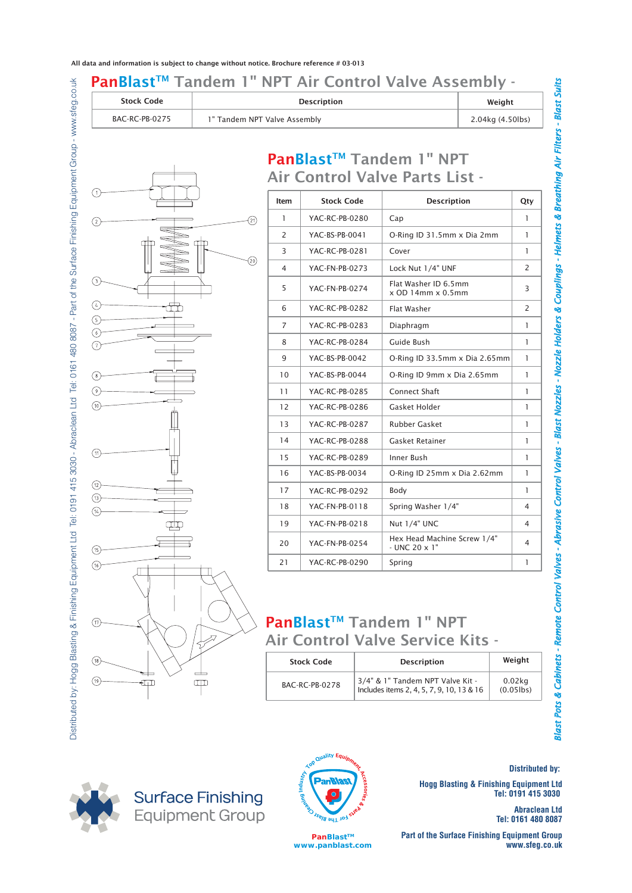All data and information is subject to change without notice. Brochure reference # 03-013

# PanBlast™ Tandem 1" NPT Air Control Valve Assembly -

| Stock Code | Description | Weight |
|---|---|---|
| BAC-RC-PB-0275 | 1" Tandem NPT Valve Assembly | 2.04kg (4.50lbs) |

## PanBlast™ Tandem 1" NPT Air Control Valve Parts List -

| Item | Stock Code | Description | Qty |
|---|---|---|---|
| 1 | YAC-RC-PB-0280 | Cap | 1 |
| 2 | YAC-BS-PB-0041 | O-Ring ID 31.5mm x Dia 2mm | 1 |
| 3 | YAC-RC-PB-0281 | Cover | 1 |
| 4 | YAC-FN-PB-0273 | Lock Nut 1/4" UNF | 2 |
| 5 | YAC-FN-PB-0274 | Flat Washer ID 6.5mm x OD 14mm x 0.5mm | 3 |
| 6 | YAC-RC-PB-0282 | Flat Washer | 2 |
| 7 | YAC-RC-PB-0283 | Diaphragm | 1 |
| 8 | YAC-RC-PB-0284 | Guide Bush | 1 |
| 9 | YAC-BS-PB-0042 | O-Ring ID 33.5mm x Dia 2.65mm | 1 |
| 10 | YAC-BS-PB-0044 | O-Ring ID 9mm x Dia 2.65mm | 1 |
| 11 | YAC-RC-PB-0285 | Connect Shaft | 1 |
| 12 | YAC-RC-PB-0286 | Gasket Holder | 1 |
| 13 | YAC-RC-PB-0287 | Rubber Gasket | 1 |
| 14 | YAC-RC-PB-0288 | Gasket Retainer | 1 |
| 15 | YAC-RC-PB-0289 | Inner Bush | 1 |
| 16 | YAC-BS-PB-0034 | O-Ring ID 25mm x Dia 2.62mm | 1 |
| 17 | YAC-RC-PB-0292 | Body | 1 |
| 18 | YAC-FN-PB-0118 | Spring Washer 1/4" | 4 |
| 19 | YAC-FN-PB-0218 | Nut 1/4" UNC | 4 |
| 20 | YAC-FN-PB-0254 | Hex Head Machine Screw 1/4" - UNC 20 x 1" | 4 |
| 21 | YAC-RC-PB-0290 | Spring | 1 |

## PanBlast™ Tandem 1" NPT Air Control Valve Service Kits -

| Stock Code | Description | Weight |
|---|---|---|
| BAC-RC-PB-0278 | 3/4" & 1" Tandem NPT Valve Kit - Includes items 2, 4, 5, 7, 9, 10, 13 & 16 | 0.02kg (0.05lbs) |

Distributed by: Hogg Blasting & Finishing Equipment Ltd Tel: 0191 415 3030 - Abraclean Ltd Tel: 0161 480 8087 - Part of the Surface Finishing Equipment Group - www.sfeg.co.uk

Blast Pots & Cabinets - Remote Control Valves - Abrasive Control Valves - Blast Nozzles - Nozzle Holders & Couplings - Helmets & Breathing Air Filters - Blast Suits

Surface Finishing Equipment Group

PanBlast™
www.panblast.com

Distributed by:

Hogg Blasting & Finishing Equipment Ltd
Tel: 0191 415 3030

Abraclean Ltd
Tel: 0161 480 8087

Part of the Surface Finishing Equipment Group
www.sfeg.co.uk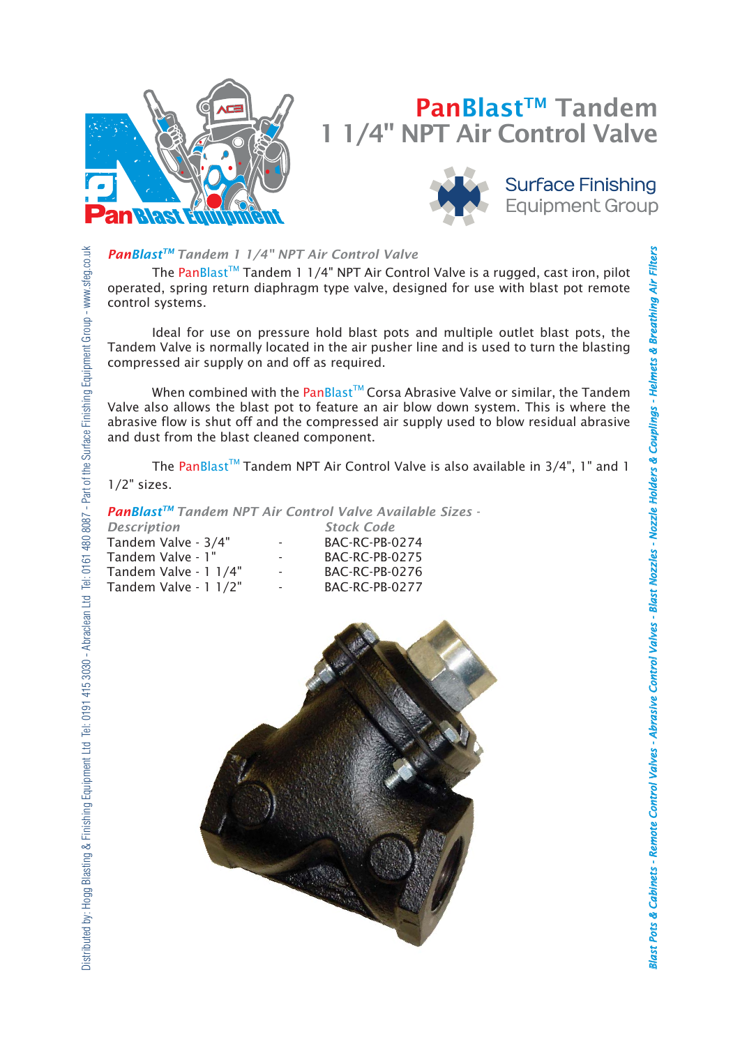# PanBlast™ Tandem 1 1/4" NPT Air Control Valve

Surface Finishing Equipment Group

***PanBlast™ Tandem 1 1/4" NPT Air Control Valve***

The PanBlast™ Tandem 1 1/4" NPT Air Control Valve is a rugged, cast iron, pilot operated, spring return diaphragm type valve, designed for use with blast pot remote control systems.

Ideal for use on pressure hold blast pots and multiple outlet blast pots, the Tandem Valve is normally located in the air pusher line and is used to turn the blasting compressed air supply on and off as required.

When combined with the PanBlast™ Corsa Abrasive Valve or similar, the Tandem Valve also allows the blast pot to feature an air blow down system. This is where the abrasive flow is shut off and the compressed air supply used to blow residual abrasive and dust from the blast cleaned component.

The PanBlast™ Tandem NPT Air Control Valve is also available in 3/4", 1" and 1 1/2" sizes.

***PanBlast™ Tandem NPT Air Control Valve Available Sizes -***

| *Description* | | *Stock Code* |
|---|---|---|
| Tandem Valve - 3/4" | - | BAC-RC-PB-0274 |
| Tandem Valve - 1" | - | BAC-RC-PB-0275 |
| Tandem Valve - 1 1/4" | - | BAC-RC-PB-0276 |
| Tandem Valve - 1 1/2" | - | BAC-RC-PB-0277 |

Distributed by: Hogg Blasting & Finishing Equipment Ltd Tel: 0191 415 3030 - Abraclean Ltd Tel: 0161 480 8087 - Part of the Surface Finishing Equipment Group - www.sfeg.co.uk

*Blast Pots & Cabinets - Remote Control Valves - Abrasive Control Valves - Blast Nozzles - Nozzle Holders & Couplings - Helmets & Breathing Air Filters*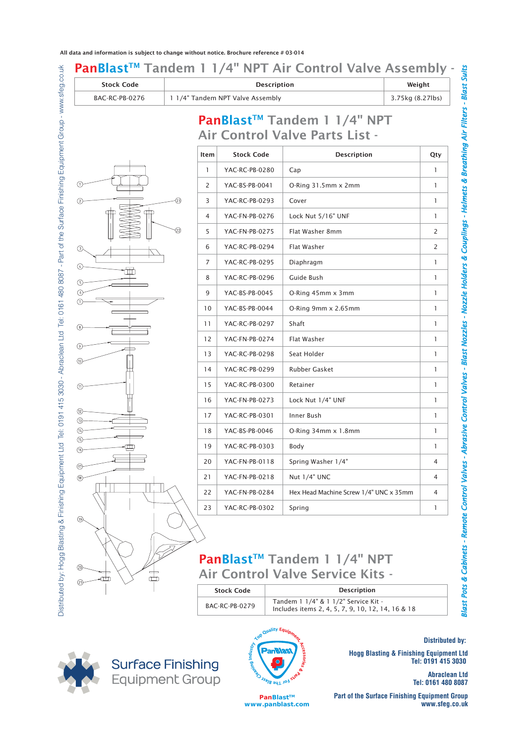All data and information is subject to change without notice. Brochure reference # 03-014

# PanBlast™ Tandem 1 1/4" NPT Air Control Valve Assembly -

| Stock Code | Description | Weight |
|---|---|---|
| BAC-RC-PB-0276 | 1 1/4" Tandem NPT Valve Assembly | 3.75kg (8.27lbs) |

## PanBlast™ Tandem 1 1/4" NPT Air Control Valve Parts List -

| Item | Stock Code | Description | Qty |
|---|---|---|---|
| 1 | YAC-RC-PB-0280 | Cap | 1 |
| 2 | YAC-BS-PB-0041 | O-Ring 31.5mm x 2mm | 1 |
| 3 | YAC-RC-PB-0293 | Cover | 1 |
| 4 | YAC-FN-PB-0276 | Lock Nut 5/16" UNF | 1 |
| 5 | YAC-FN-PB-0275 | Flat Washer 8mm | 2 |
| 6 | YAC-RC-PB-0294 | Flat Washer | 2 |
| 7 | YAC-RC-PB-0295 | Diaphragm | 1 |
| 8 | YAC-RC-PB-0296 | Guide Bush | 1 |
| 9 | YAC-BS-PB-0045 | O-Ring 45mm x 3mm | 1 |
| 10 | YAC-BS-PB-0044 | O-Ring 9mm x 2.65mm | 1 |
| 11 | YAC-RC-PB-0297 | Shaft | 1 |
| 12 | YAC-FN-PB-0274 | Flat Washer | 1 |
| 13 | YAC-RC-PB-0298 | Seat Holder | 1 |
| 14 | YAC-RC-PB-0299 | Rubber Gasket | 1 |
| 15 | YAC-RC-PB-0300 | Retainer | 1 |
| 16 | YAC-FN-PB-0273 | Lock Nut 1/4" UNF | 1 |
| 17 | YAC-RC-PB-0301 | Inner Bush | 1 |
| 18 | YAC-BS-PB-0046 | O-Ring 34mm x 1.8mm | 1 |
| 19 | YAC-RC-PB-0303 | Body | 1 |
| 20 | YAC-FN-PB-0118 | Spring Washer 1/4" | 4 |
| 21 | YAC-FN-PB-0218 | Nut 1/4" UNC | 4 |
| 22 | YAC-FN-PB-0284 | Hex Head Machine Screw 1/4" UNC x 35mm | 4 |
| 23 | YAC-RC-PB-0302 | Spring | 1 |

## PanBlast™ Tandem 1 1/4" NPT Air Control Valve Service Kits -

| Stock Code | Description |
|---|---|
| BAC-RC-PB-0279 | Tandem 1 1/4" & 1 1/2" Service Kit - Includes items 2, 4, 5, 7, 9, 10, 12, 14, 16 & 18 |

Blast Pots & Cabinets - Remote Control Valves - Abrasive Control Valves - Blast Nozzles - Nozzle Holders & Couplings - Helmets & Breathing Air Filters - Blast Suits

Distributed by: Hogg Blasting & Finishing Equipment Ltd Tel: 0191 415 3030 - Abraclean Ltd Tel: 0161 480 8087 - Part of the Surface Finishing Equipment Group - www.sfeg.co.uk

Surface Finishing Equipment Group

PanBlast™
www.panblast.com

Distributed by:

Hogg Blasting & Finishing Equipment Ltd
Tel: 0191 415 3030

Abraclean Ltd
Tel: 0161 480 8087

Part of the Surface Finishing Equipment Group
www.sfeg.co.uk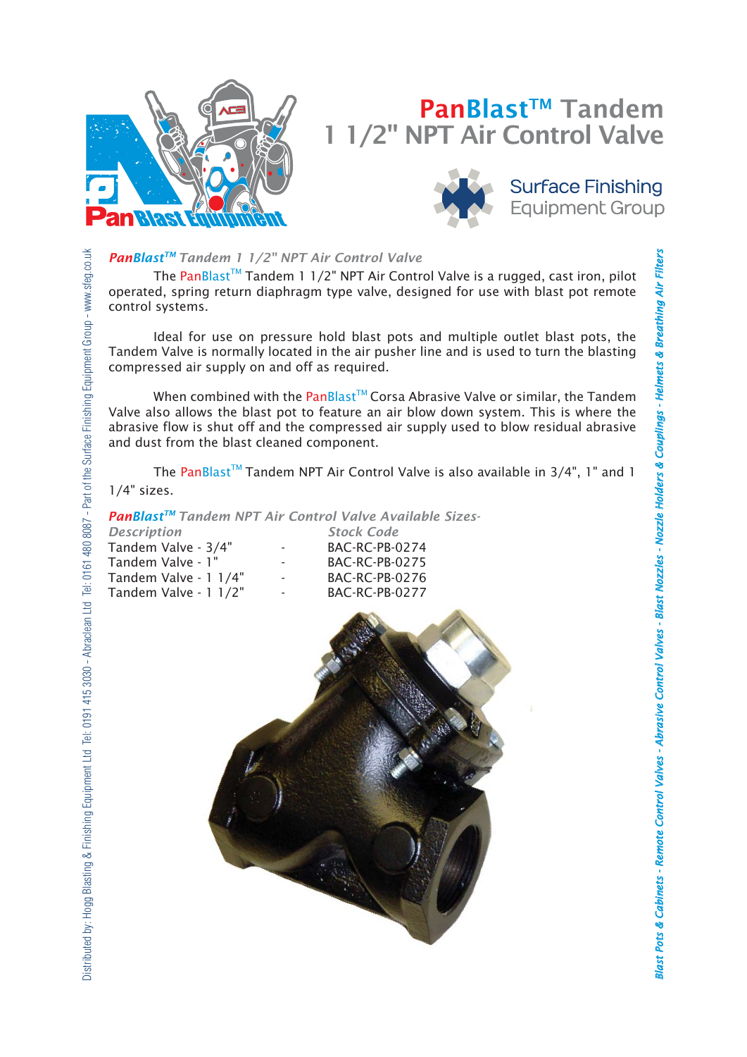# PanBlast™ Tandem 1 1/2" NPT Air Control Valve

Surface Finishing Equipment Group

***PanBlast™ Tandem 1 1/2" NPT Air Control Valve***

The PanBlast™ Tandem 1 1/2" NPT Air Control Valve is a rugged, cast iron, pilot operated, spring return diaphragm type valve, designed for use with blast pot remote control systems.

Ideal for use on pressure hold blast pots and multiple outlet blast pots, the Tandem Valve is normally located in the air pusher line and is used to turn the blasting compressed air supply on and off as required.

When combined with the PanBlast™ Corsa Abrasive Valve or similar, the Tandem Valve also allows the blast pot to feature an air blow down system. This is where the abrasive flow is shut off and the compressed air supply used to blow residual abrasive and dust from the blast cleaned component.

The PanBlast™ Tandem NPT Air Control Valve is also available in 3/4", 1" and 1 1/4" sizes.

***PanBlast™ Tandem NPT Air Control Valve Available Sizes-***

| *Description* | | *Stock Code* |
|---|---|---|
| Tandem Valve - 3/4" | - | BAC-RC-PB-0274 |
| Tandem Valve - 1" | - | BAC-RC-PB-0275 |
| Tandem Valve - 1 1/4" | - | BAC-RC-PB-0276 |
| Tandem Valve - 1 1/2" | - | BAC-RC-PB-0277 |

Distributed by: Hogg Blasting & Finishing Equipment Ltd Tel: 0191 415 3030 - Abraclean Ltd Tel: 0161 480 8087 - Part of the Surface Finishing Equipment Group - www.sfeg.co.uk

*Blast Pots & Cabinets - Remote Control Valves - Abrasive Control Valves - Blast Nozzles - Nozzle Holders & Couplings - Helmets & Breathing Air Filters*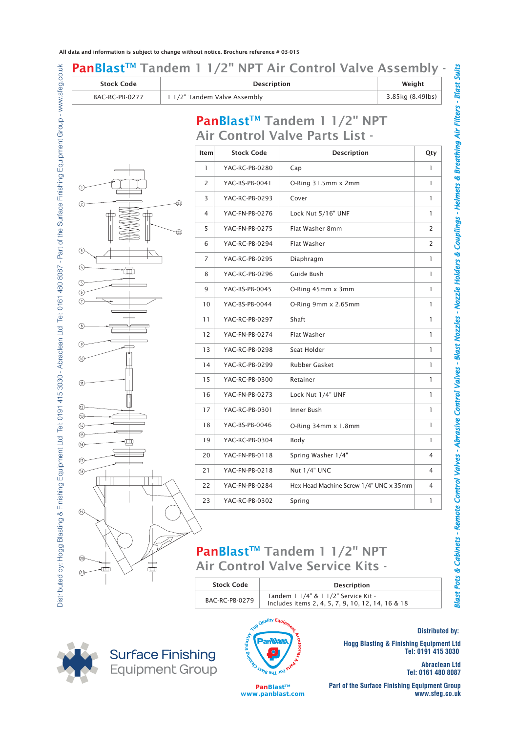All data and information is subject to change without notice. Brochure reference # 03-015

# PanBlast™ Tandem 1 1/2" NPT Air Control Valve Assembly -

| Stock Code | Description | Weight |
|---|---|---|
| BAC-RC-PB-0277 | 1 1/2" Tandem Valve Assembly | 3.85kg (8.49lbs) |

## PanBlast™ Tandem 1 1/2" NPT Air Control Valve Parts List -

| Item | Stock Code | Description | Qty |
|---|---|---|---|
| 1 | YAC-RC-PB-0280 | Cap | 1 |
| 2 | YAC-BS-PB-0041 | O-Ring 31.5mm x 2mm | 1 |
| 3 | YAC-RC-PB-0293 | Cover | 1 |
| 4 | YAC-FN-PB-0276 | Lock Nut 5/16" UNF | 1 |
| 5 | YAC-FN-PB-0275 | Flat Washer 8mm | 2 |
| 6 | YAC-RC-PB-0294 | Flat Washer | 2 |
| 7 | YAC-RC-PB-0295 | Diaphragm | 1 |
| 8 | YAC-RC-PB-0296 | Guide Bush | 1 |
| 9 | YAC-BS-PB-0045 | O-Ring 45mm x 3mm | 1 |
| 10 | YAC-BS-PB-0044 | O-Ring 9mm x 2.65mm | 1 |
| 11 | YAC-RC-PB-0297 | Shaft | 1 |
| 12 | YAC-FN-PB-0274 | Flat Washer | 1 |
| 13 | YAC-RC-PB-0298 | Seat Holder | 1 |
| 14 | YAC-RC-PB-0299 | Rubber Gasket | 1 |
| 15 | YAC-RC-PB-0300 | Retainer | 1 |
| 16 | YAC-FN-PB-0273 | Lock Nut 1/4" UNF | 1 |
| 17 | YAC-RC-PB-0301 | Inner Bush | 1 |
| 18 | YAC-BS-PB-0046 | O-Ring 34mm x 1.8mm | 1 |
| 19 | YAC-RC-PB-0304 | Body | 1 |
| 20 | YAC-FN-PB-0118 | Spring Washer 1/4" | 4 |
| 21 | YAC-FN-PB-0218 | Nut 1/4" UNC | 4 |
| 22 | YAC-FN-PB-0284 | Hex Head Machine Screw 1/4" UNC x 35mm | 4 |
| 23 | YAC-RC-PB-0302 | Spring | 1 |

## PanBlast™ Tandem 1 1/2" NPT Air Control Valve Service Kits -

| Stock Code | Description |
|---|---|
| BAC-RC-PB-0279 | Tandem 1 1/4" & 1 1/2" Service Kit - Includes items 2, 4, 5, 7, 9, 10, 12, 14, 16 & 18 |

Distributed by: Hogg Blasting & Finishing Equipment Ltd Tel: 0191 415 3030 - Abraclean Ltd Tel: 0161 480 8087 - Part of the Surface Finishing Equipment Group - www.sfeg.co.uk

Blast Pots & Cabinets - Remote Control Valves - Abrasive Control Valves - Blast Nozzles - Nozzle Holders & Couplings - Helmets & Breathing Air Filters - Blast Suits

Surface Finishing Equipment Group

PanBlast™
www.panblast.com

Distributed by:

Hogg Blasting & Finishing Equipment Ltd
Tel: 0191 415 3030

Abraclean Ltd
Tel: 0161 480 8087

Part of the Surface Finishing Equipment Group
www.sfeg.co.uk